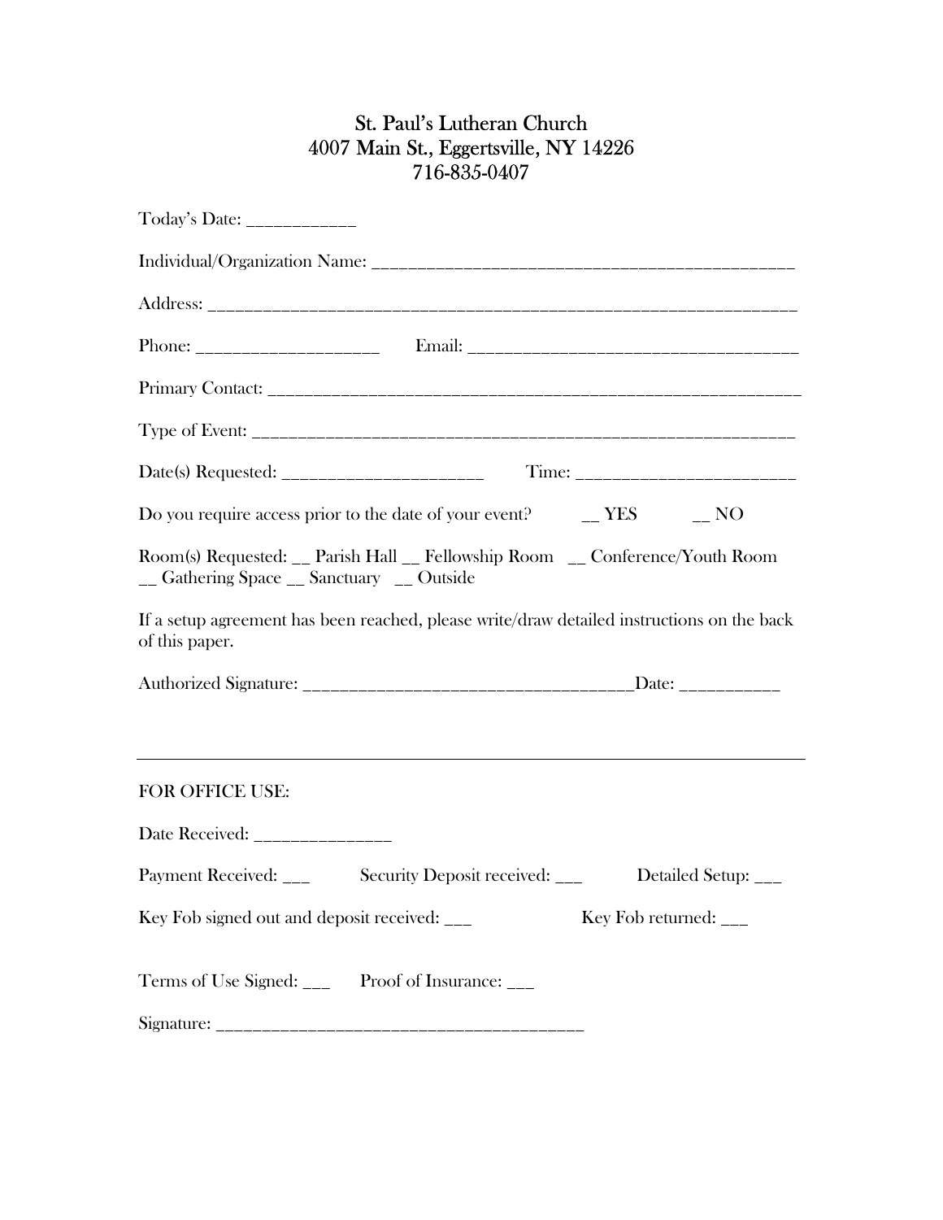# St. Paul's Lutheran Church
## 4007 Main St., Eggertsville, NY 14226
## 716-835-0407

Today's Date: ____________

Individual/Organization Name: ______________________________________________

Address: ________________________________________________________________

Phone: ____________________ Email: ___________________________________

Primary Contact: ___________________________________________________________

Type of Event: _____________________________________________________________

Date(s) Requested: _______________________ Time: ________________________

Do you require access prior to the date of your event? __ YES __ NO

Room(s) Requested: __ Parish Hall __ Fellowship Room __ Conference/Youth Room __ Gathering Space __ Sanctuary __ Outside

If a setup agreement has been reached, please write/draw detailed instructions on the back of this paper.

Authorized Signature: _____________________________________Date: ___________

---

FOR OFFICE USE:

Date Received: _______________

Payment Received: ___ Security Deposit received: ___ Detailed Setup: ___

Key Fob signed out and deposit received: ___ Key Fob returned: ___

Terms of Use Signed: ___ Proof of Insurance: ___

Signature: ___________________________________________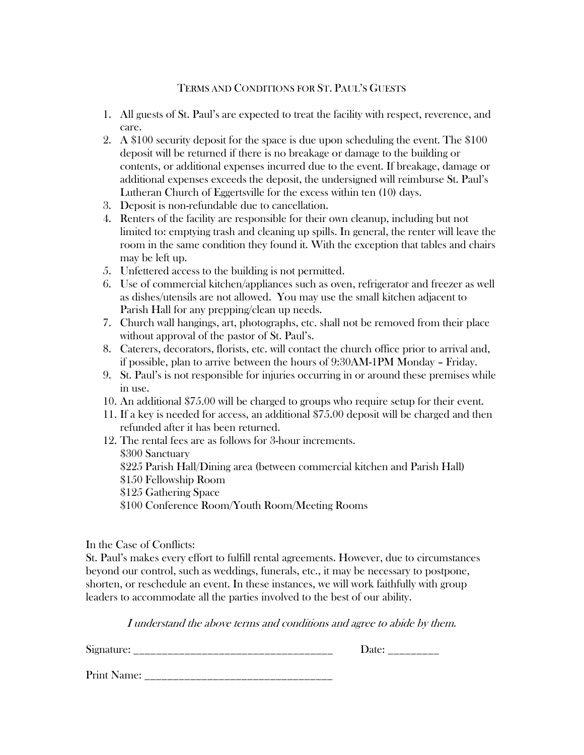## Terms and Conditions for St. Paul's Guests

1. All guests of St. Paul's are expected to treat the facility with respect, reverence, and care.
2. A $100 security deposit for the space is due upon scheduling the event. The $100 deposit will be returned if there is no breakage or damage to the building or contents, or additional expenses incurred due to the event. If breakage, damage or additional expenses exceeds the deposit, the undersigned will reimburse St. Paul's Lutheran Church of Eggertsville for the excess within ten (10) days.
3. Deposit is non-refundable due to cancellation.
4. Renters of the facility are responsible for their own cleanup, including but not limited to: emptying trash and cleaning up spills. In general, the renter will leave the room in the same condition they found it. With the exception that tables and chairs may be left up.
5. Unfettered access to the building is not permitted.
6. Use of commercial kitchen/appliances such as oven, refrigerator and freezer as well as dishes/utensils are not allowed. You may use the small kitchen adjacent to Parish Hall for any prepping/clean up needs.
7. Church wall hangings, art, photographs, etc. shall not be removed from their place without approval of the pastor of St. Paul's.
8. Caterers, decorators, florists, etc. will contact the church office prior to arrival and, if possible, plan to arrive between the hours of 9:30AM-1PM Monday – Friday.
9. St. Paul's is not responsible for injuries occurring in or around these premises while in use.
10. An additional $75.00 will be charged to groups who require setup for their event.
11. If a key is needed for access, an additional $75.00 deposit will be charged and then refunded after it has been returned.
12. The rental fees are as follows for 3-hour increments.
    $300 Sanctuary
    $225 Parish Hall/Dining area (between commercial kitchen and Parish Hall)
    $150 Fellowship Room
    $125 Gathering Space
    $100 Conference Room/Youth Room/Meeting Rooms

In the Case of Conflicts:
St. Paul's makes every effort to fulfill rental agreements. However, due to circumstances beyond our control, such as weddings, funerals, etc., it may be necessary to postpone, shorten, or reschedule an event. In these instances, we will work faithfully with group leaders to accommodate all the parties involved to the best of our ability.

*I understand the above terms and conditions and agree to abide by them.*

Signature: ___________________________________ Date: _________

Print Name: _________________________________